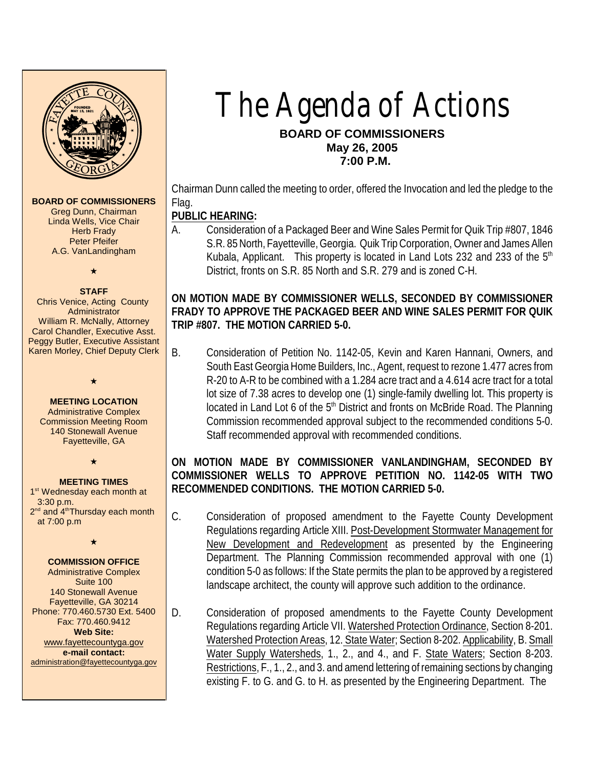# The Agenda of Actions

**BOARD OF COMMISSIONERS**
**May 26, 2005**
**7:00 P.M.**

**BOARD OF COMMISSIONERS**
Greg Dunn, Chairman
Linda Wells, Vice Chair
Herb Frady
Peter Pfeifer
A.G. VanLandingham

**STAFF**
Chris Venice, Acting County Administrator
William R. McNally, Attorney
Carol Chandler, Executive Asst.
Peggy Butler, Executive Assistant
Karen Morley, Chief Deputy Clerk

**MEETING LOCATION**
Administrative Complex
Commission Meeting Room
140 Stonewall Avenue
Fayetteville, GA

**MEETING TIMES**
1st Wednesday each month at 3:30 p.m.
2nd and 4th Thursday each month at 7:00 p.m

**COMMISSION OFFICE**
Administrative Complex
Suite 100
140 Stonewall Avenue
Fayetteville, GA 30214
Phone: 770.460.5730 Ext. 5400
Fax: 770.460.9412
**Web Site:**
www.fayettecountyga.gov
**e-mail contact:**
administration@fayettecountyga.gov

Chairman Dunn called the meeting to order, offered the Invocation and led the pledge to the Flag.

**PUBLIC HEARING:**

A. Consideration of a Packaged Beer and Wine Sales Permit for Quik Trip #807, 1846 S.R. 85 North, Fayetteville, Georgia. Quik Trip Corporation, Owner and James Allen Kubala, Applicant. This property is located in Land Lots 232 and 233 of the 5th District, fronts on S.R. 85 North and S.R. 279 and is zoned C-H.

**ON MOTION MADE BY COMMISSIONER WELLS, SECONDED BY COMMISSIONER FRADY TO APPROVE THE PACKAGED BEER AND WINE SALES PERMIT FOR QUIK TRIP #807. THE MOTION CARRIED 5-0.**

B. Consideration of Petition No. 1142-05, Kevin and Karen Hannani, Owners, and South East Georgia Home Builders, Inc., Agent, request to rezone 1.477 acres from R-20 to A-R to be combined with a 1.284 acre tract and a 4.614 acre tract for a total lot size of 7.38 acres to develop one (1) single-family dwelling lot. This property is located in Land Lot 6 of the 5th District and fronts on McBride Road. The Planning Commission recommended approval subject to the recommended conditions 5-0. Staff recommended approval with recommended conditions.

**ON MOTION MADE BY COMMISSIONER VANLANDINGHAM, SECONDED BY COMMISSIONER WELLS TO APPROVE PETITION NO. 1142-05 WITH TWO RECOMMENDED CONDITIONS. THE MOTION CARRIED 5-0.**

C. Consideration of proposed amendment to the Fayette County Development Regulations regarding Article XIII. Post-Development Stormwater Management for New Development and Redevelopment as presented by the Engineering Department. The Planning Commission recommended approval with one (1) condition 5-0 as follows: If the State permits the plan to be approved by a registered landscape architect, the county will approve such addition to the ordinance.

D. Consideration of proposed amendments to the Fayette County Development Regulations regarding Article VII. Watershed Protection Ordinance, Section 8-201. Watershed Protection Areas, 12. State Water; Section 8-202. Applicability, B. Small Water Supply Watersheds, 1., 2., and 4., and F. State Waters; Section 8-203. Restrictions, F., 1., 2., and 3. and amend lettering of remaining sections by changing existing F. to G. and G. to H. as presented by the Engineering Department. The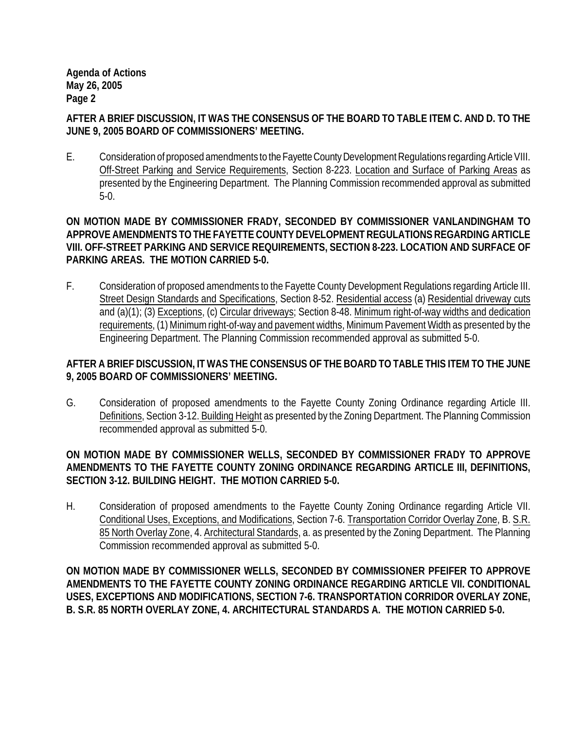**AFTER A BRIEF DISCUSSION, IT WAS THE CONSENSUS OF THE BOARD TO TABLE ITEM C. AND D. TO THE JUNE 9, 2005 BOARD OF COMMISSIONERS' MEETING.**

E. Consideration of proposed amendments to the Fayette County Development Regulations regarding Article VIII. Off-Street Parking and Service Requirements, Section 8-223. Location and Surface of Parking Areas as presented by the Engineering Department. The Planning Commission recommended approval as submitted 5-0.

**ON MOTION MADE BY COMMISSIONER FRADY, SECONDED BY COMMISSIONER VANLANDINGHAM TO APPROVE AMENDMENTS TO THE FAYETTE COUNTY DEVELOPMENT REGULATIONS REGARDING ARTICLE VIII. OFF-STREET PARKING AND SERVICE REQUIREMENTS, SECTION 8-223. LOCATION AND SURFACE OF PARKING AREAS. THE MOTION CARRIED 5-0.**

F. Consideration of proposed amendments to the Fayette County Development Regulations regarding Article III. Street Design Standards and Specifications, Section 8-52. Residential access (a) Residential driveway cuts and (a)(1); (3) Exceptions, (c) Circular driveways; Section 8-48. Minimum right-of-way widths and dedication requirements, (1) Minimum right-of-way and pavement widths, Minimum Pavement Width as presented by the Engineering Department. The Planning Commission recommended approval as submitted 5-0.

**AFTER A BRIEF DISCUSSION, IT WAS THE CONSENSUS OF THE BOARD TO TABLE THIS ITEM TO THE JUNE 9, 2005 BOARD OF COMMISSIONERS' MEETING.**

G. Consideration of proposed amendments to the Fayette County Zoning Ordinance regarding Article III. Definitions, Section 3-12. Building Height as presented by the Zoning Department. The Planning Commission recommended approval as submitted 5-0.

**ON MOTION MADE BY COMMISSIONER WELLS, SECONDED BY COMMISSIONER FRADY TO APPROVE AMENDMENTS TO THE FAYETTE COUNTY ZONING ORDINANCE REGARDING ARTICLE III, DEFINITIONS, SECTION 3-12. BUILDING HEIGHT. THE MOTION CARRIED 5-0.**

H. Consideration of proposed amendments to the Fayette County Zoning Ordinance regarding Article VII. Conditional Uses, Exceptions, and Modifications, Section 7-6. Transportation Corridor Overlay Zone, B. S.R. 85 North Overlay Zone, 4. Architectural Standards, a. as presented by the Zoning Department. The Planning Commission recommended approval as submitted 5-0.

**ON MOTION MADE BY COMMISSIONER WELLS, SECONDED BY COMMISSIONER PFEIFER TO APPROVE AMENDMENTS TO THE FAYETTE COUNTY ZONING ORDINANCE REGARDING ARTICLE VII. CONDITIONAL USES, EXCEPTIONS AND MODIFICATIONS, SECTION 7-6. TRANSPORTATION CORRIDOR OVERLAY ZONE, B. S.R. 85 NORTH OVERLAY ZONE, 4. ARCHITECTURAL STANDARDS A. THE MOTION CARRIED 5-0.**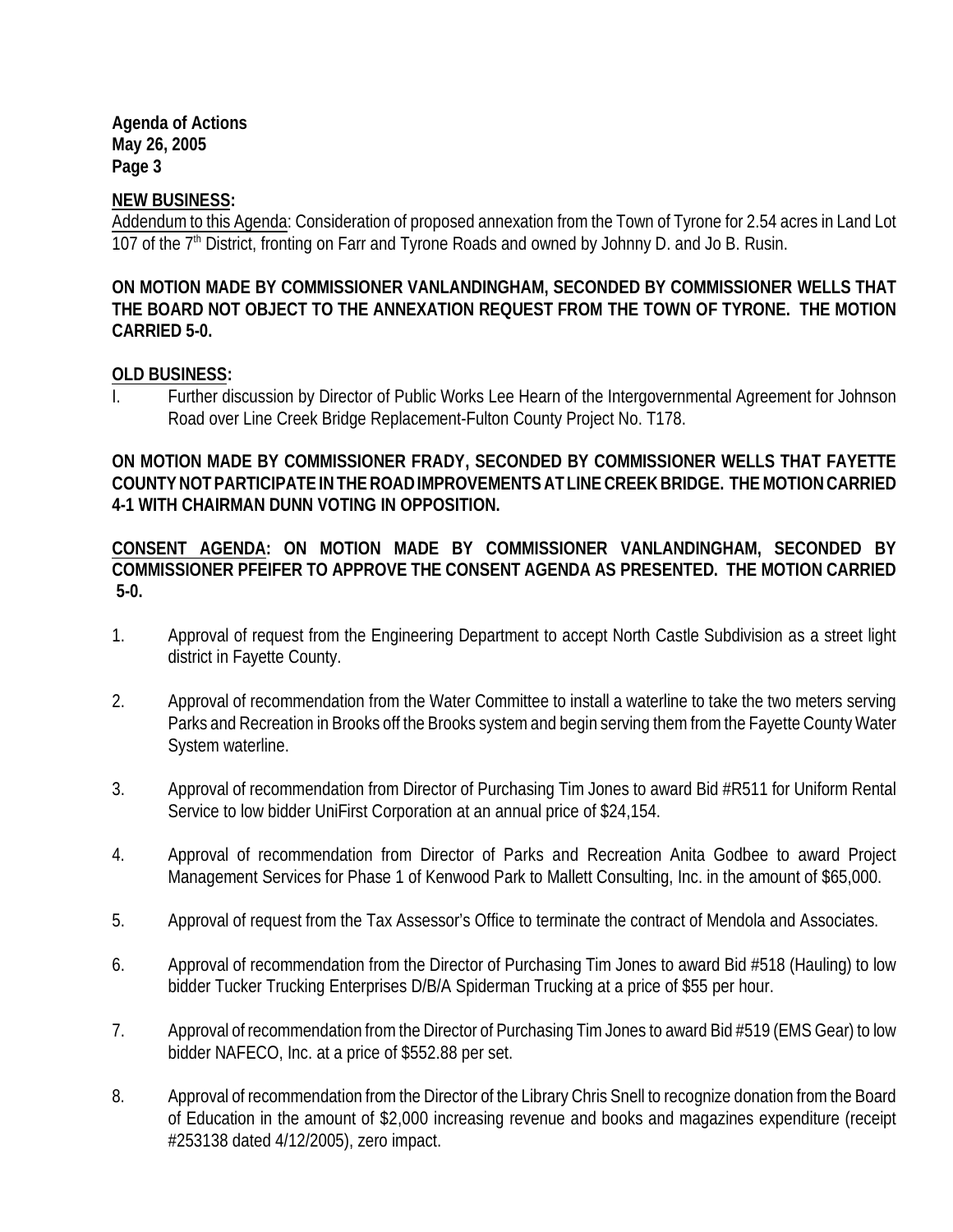**NEW BUSINESS:**

Addendum to this Agenda: Consideration of proposed annexation from the Town of Tyrone for 2.54 acres in Land Lot 107 of the 7th District, fronting on Farr and Tyrone Roads and owned by Johnny D. and Jo B. Rusin.

**ON MOTION MADE BY COMMISSIONER VANLANDINGHAM, SECONDED BY COMMISSIONER WELLS THAT THE BOARD NOT OBJECT TO THE ANNEXATION REQUEST FROM THE TOWN OF TYRONE. THE MOTION CARRIED 5-0.**

**OLD BUSINESS:**

I. Further discussion by Director of Public Works Lee Hearn of the Intergovernmental Agreement for Johnson Road over Line Creek Bridge Replacement-Fulton County Project No. T178.

**ON MOTION MADE BY COMMISSIONER FRADY, SECONDED BY COMMISSIONER WELLS THAT FAYETTE COUNTY NOT PARTICIPATE IN THE ROAD IMPROVEMENTS AT LINE CREEK BRIDGE. THE MOTION CARRIED 4-1 WITH CHAIRMAN DUNN VOTING IN OPPOSITION.**

**CONSENT AGENDA: ON MOTION MADE BY COMMISSIONER VANLANDINGHAM, SECONDED BY COMMISSIONER PFEIFER TO APPROVE THE CONSENT AGENDA AS PRESENTED. THE MOTION CARRIED 5-0.**

1. Approval of request from the Engineering Department to accept North Castle Subdivision as a street light district in Fayette County.

2. Approval of recommendation from the Water Committee to install a waterline to take the two meters serving Parks and Recreation in Brooks off the Brooks system and begin serving them from the Fayette County Water System waterline.

3. Approval of recommendation from Director of Purchasing Tim Jones to award Bid #R511 for Uniform Rental Service to low bidder UniFirst Corporation at an annual price of $24,154.

4. Approval of recommendation from Director of Parks and Recreation Anita Godbee to award Project Management Services for Phase 1 of Kenwood Park to Mallett Consulting, Inc. in the amount of $65,000.

5. Approval of request from the Tax Assessor's Office to terminate the contract of Mendola and Associates.

6. Approval of recommendation from the Director of Purchasing Tim Jones to award Bid #518 (Hauling) to low bidder Tucker Trucking Enterprises D/B/A Spiderman Trucking at a price of $55 per hour.

7. Approval of recommendation from the Director of Purchasing Tim Jones to award Bid #519 (EMS Gear) to low bidder NAFECO, Inc. at a price of $552.88 per set.

8. Approval of recommendation from the Director of the Library Chris Snell to recognize donation from the Board of Education in the amount of $2,000 increasing revenue and books and magazines expenditure (receipt #253138 dated 4/12/2005), zero impact.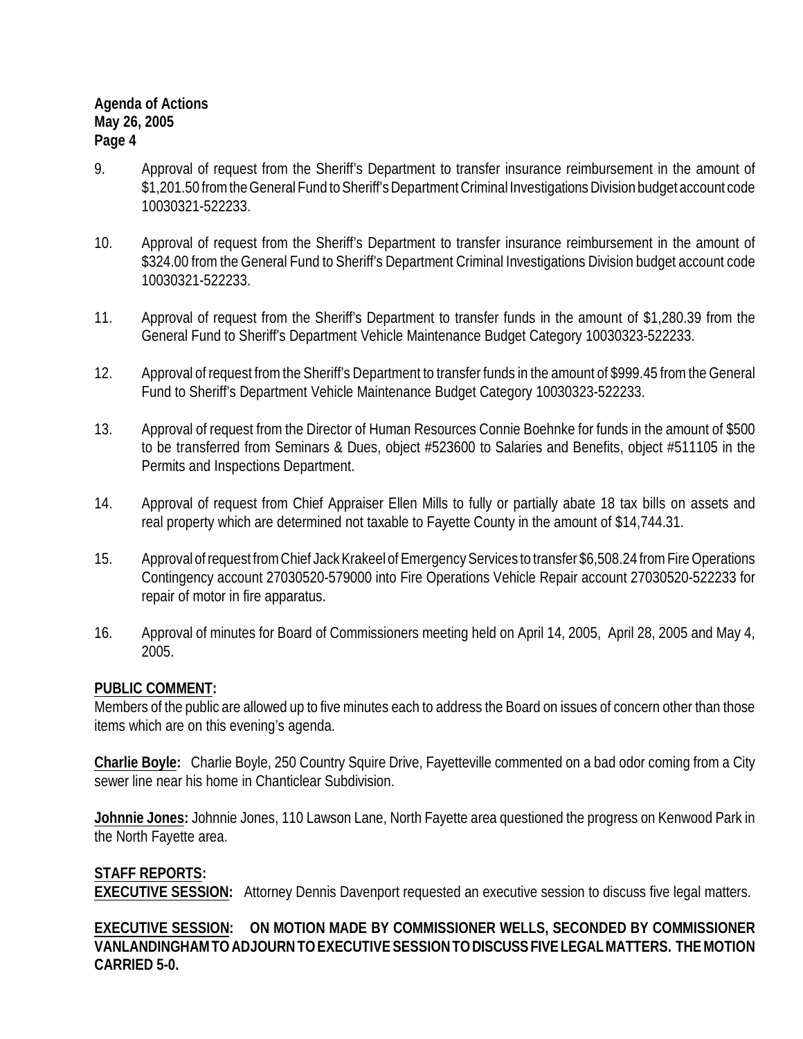9. Approval of request from the Sheriff's Department to transfer insurance reimbursement in the amount of $1,201.50 from the General Fund to Sheriff's Department Criminal Investigations Division budget account code 10030321-522233.

10. Approval of request from the Sheriff's Department to transfer insurance reimbursement in the amount of $324.00 from the General Fund to Sheriff's Department Criminal Investigations Division budget account code 10030321-522233.

11. Approval of request from the Sheriff's Department to transfer funds in the amount of $1,280.39 from the General Fund to Sheriff's Department Vehicle Maintenance Budget Category 10030323-522233.

12. Approval of request from the Sheriff's Department to transfer funds in the amount of $999.45 from the General Fund to Sheriff's Department Vehicle Maintenance Budget Category 10030323-522233.

13. Approval of request from the Director of Human Resources Connie Boehnke for funds in the amount of $500 to be transferred from Seminars & Dues, object #523600 to Salaries and Benefits, object #511105 in the Permits and Inspections Department.

14. Approval of request from Chief Appraiser Ellen Mills to fully or partially abate 18 tax bills on assets and real property which are determined not taxable to Fayette County in the amount of $14,744.31.

15. Approval of request from Chief Jack Krakeel of Emergency Services to transfer $6,508.24 from Fire Operations Contingency account 27030520-579000 into Fire Operations Vehicle Repair account 27030520-522233 for repair of motor in fire apparatus.

16. Approval of minutes for Board of Commissioners meeting held on April 14, 2005, April 28, 2005 and May 4, 2005.

**PUBLIC COMMENT:**

Members of the public are allowed up to five minutes each to address the Board on issues of concern other than those items which are on this evening's agenda.

**Charlie Boyle:** Charlie Boyle, 250 Country Squire Drive, Fayetteville commented on a bad odor coming from a City sewer line near his home in Chanticlear Subdivision.

**Johnnie Jones:** Johnnie Jones, 110 Lawson Lane, North Fayette area questioned the progress on Kenwood Park in the North Fayette area.

**STAFF REPORTS:**

**EXECUTIVE SESSION:** Attorney Dennis Davenport requested an executive session to discuss five legal matters.

**EXECUTIVE SESSION: ON MOTION MADE BY COMMISSIONER WELLS, SECONDED BY COMMISSIONER VANLANDINGHAM TO ADJOURN TO EXECUTIVE SESSION TO DISCUSS FIVE LEGAL MATTERS. THE MOTION CARRIED 5-0.**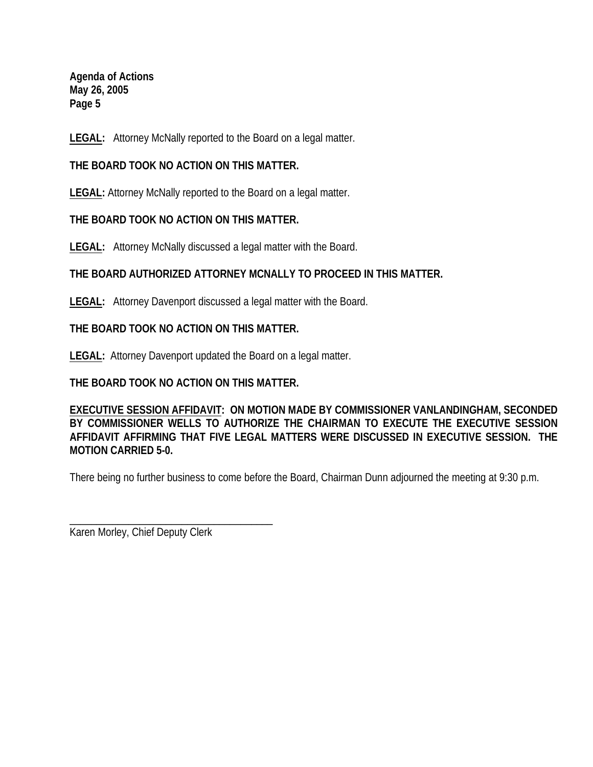**LEGAL:** Attorney McNally reported to the Board on a legal matter.

**THE BOARD TOOK NO ACTION ON THIS MATTER.**

**LEGAL:** Attorney McNally reported to the Board on a legal matter.

**THE BOARD TOOK NO ACTION ON THIS MATTER.**

**LEGAL:** Attorney McNally discussed a legal matter with the Board.

**THE BOARD AUTHORIZED ATTORNEY MCNALLY TO PROCEED IN THIS MATTER.**

**LEGAL:** Attorney Davenport discussed a legal matter with the Board.

**THE BOARD TOOK NO ACTION ON THIS MATTER.**

**LEGAL:** Attorney Davenport updated the Board on a legal matter.

**THE BOARD TOOK NO ACTION ON THIS MATTER.**

**EXECUTIVE SESSION AFFIDAVIT: ON MOTION MADE BY COMMISSIONER VANLANDINGHAM, SECONDED BY COMMISSIONER WELLS TO AUTHORIZE THE CHAIRMAN TO EXECUTE THE EXECUTIVE SESSION AFFIDAVIT AFFIRMING THAT FIVE LEGAL MATTERS WERE DISCUSSED IN EXECUTIVE SESSION. THE MOTION CARRIED 5-0.**

There being no further business to come before the Board, Chairman Dunn adjourned the meeting at 9:30 p.m.

\_\_\_\_\_\_\_\_\_\_\_\_\_\_\_\_\_\_\_\_\_\_\_\_\_\_\_\_\_\_\_\_\_\_\_\_\_\_\_\_

Karen Morley, Chief Deputy Clerk